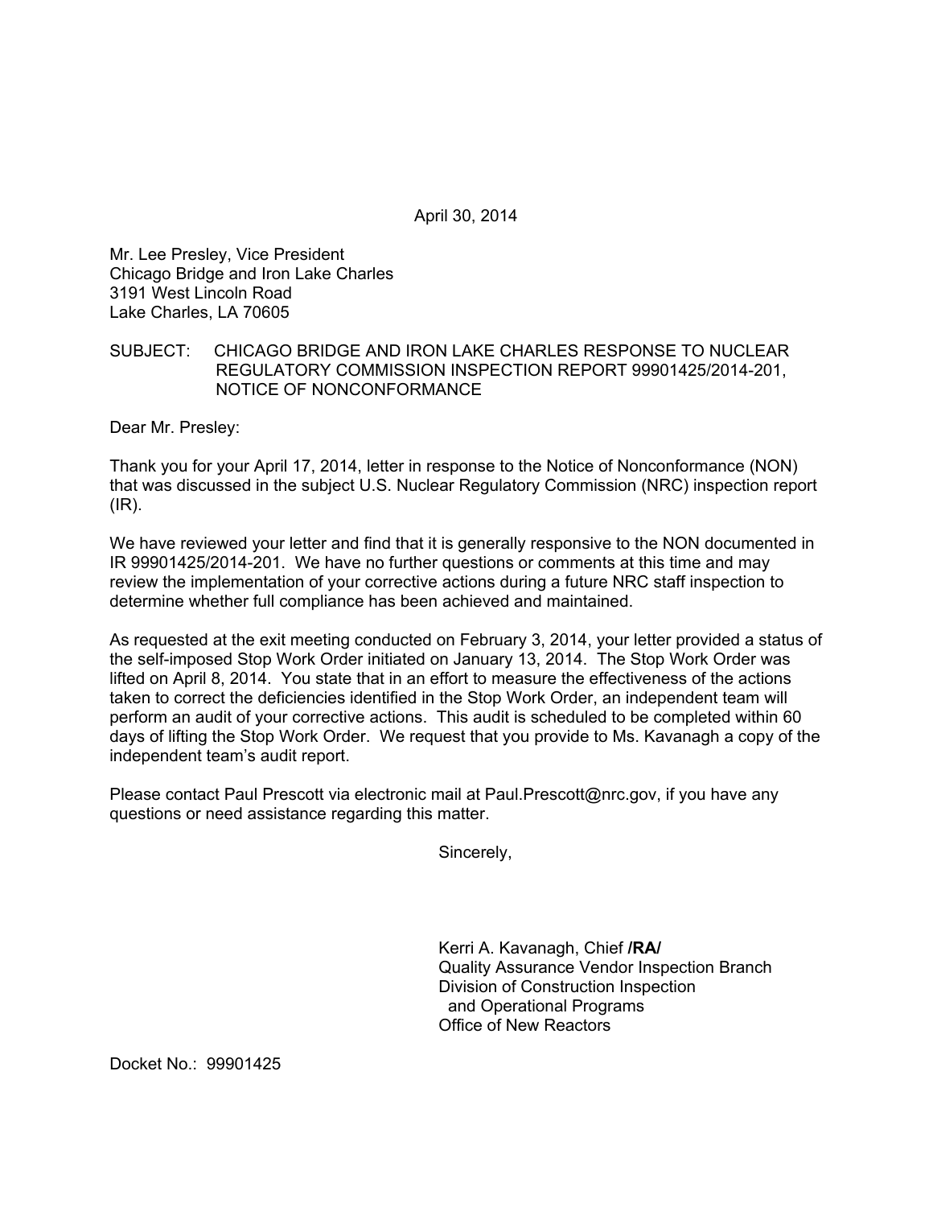April 30, 2014

Mr. Lee Presley, Vice President
Chicago Bridge and Iron Lake Charles
3191 West Lincoln Road
Lake Charles, LA 70605

SUBJECT: CHICAGO BRIDGE AND IRON LAKE CHARLES RESPONSE TO NUCLEAR REGULATORY COMMISSION INSPECTION REPORT 99901425/2014-201, NOTICE OF NONCONFORMANCE

Dear Mr. Presley:

Thank you for your April 17, 2014, letter in response to the Notice of Nonconformance (NON) that was discussed in the subject U.S. Nuclear Regulatory Commission (NRC) inspection report (IR).

We have reviewed your letter and find that it is generally responsive to the NON documented in IR 99901425/2014-201. We have no further questions or comments at this time and may review the implementation of your corrective actions during a future NRC staff inspection to determine whether full compliance has been achieved and maintained.

As requested at the exit meeting conducted on February 3, 2014, your letter provided a status of the self-imposed Stop Work Order initiated on January 13, 2014. The Stop Work Order was lifted on April 8, 2014. You state that in an effort to measure the effectiveness of the actions taken to correct the deficiencies identified in the Stop Work Order, an independent team will perform an audit of your corrective actions. This audit is scheduled to be completed within 60 days of lifting the Stop Work Order. We request that you provide to Ms. Kavanagh a copy of the independent team's audit report.

Please contact Paul Prescott via electronic mail at Paul.Prescott@nrc.gov, if you have any questions or need assistance regarding this matter.

Sincerely,

Kerri A. Kavanagh, Chief **/RA/**
Quality Assurance Vendor Inspection Branch
Division of Construction Inspection
and Operational Programs
Office of New Reactors

Docket No.: 99901425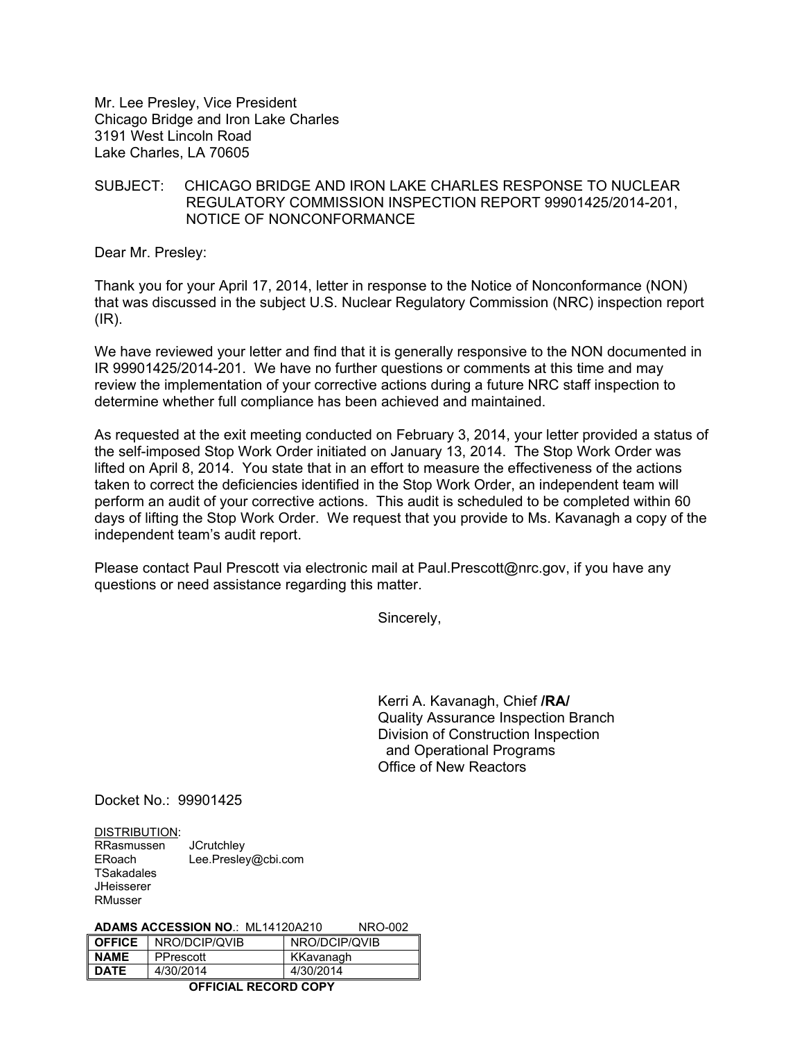Mr. Lee Presley, Vice President
Chicago Bridge and Iron Lake Charles
3191 West Lincoln Road
Lake Charles, LA 70605

SUBJECT: CHICAGO BRIDGE AND IRON LAKE CHARLES RESPONSE TO NUCLEAR REGULATORY COMMISSION INSPECTION REPORT 99901425/2014-201, NOTICE OF NONCONFORMANCE

Dear Mr. Presley:

Thank you for your April 17, 2014, letter in response to the Notice of Nonconformance (NON) that was discussed in the subject U.S. Nuclear Regulatory Commission (NRC) inspection report (IR).

We have reviewed your letter and find that it is generally responsive to the NON documented in IR 99901425/2014-201. We have no further questions or comments at this time and may review the implementation of your corrective actions during a future NRC staff inspection to determine whether full compliance has been achieved and maintained.

As requested at the exit meeting conducted on February 3, 2014, your letter provided a status of the self-imposed Stop Work Order initiated on January 13, 2014. The Stop Work Order was lifted on April 8, 2014. You state that in an effort to measure the effectiveness of the actions taken to correct the deficiencies identified in the Stop Work Order, an independent team will perform an audit of your corrective actions. This audit is scheduled to be completed within 60 days of lifting the Stop Work Order. We request that you provide to Ms. Kavanagh a copy of the independent team's audit report.

Please contact Paul Prescott via electronic mail at Paul.Prescott@nrc.gov, if you have any questions or need assistance regarding this matter.

Sincerely,

Kerri A. Kavanagh, Chief **/RA/**
Quality Assurance Inspection Branch
Division of Construction Inspection
and Operational Programs
Office of New Reactors

Docket No.: 99901425

DISTRIBUTION:
RRasmussen JCrutchley
ERoach Lee.Presley@cbi.com
TSakadales
JHeisserer
RMusser

**ADAMS ACCESSION NO.**: ML14120A210 NRO-002

| | | |
|---|---|---|
| **OFFICE** | NRO/DCIP/QVIB | NRO/DCIP/QVIB |
| **NAME** | PPrescott | KKavanagh |
| **DATE** | 4/30/2014 | 4/30/2014 |

**OFFICIAL RECORD COPY**